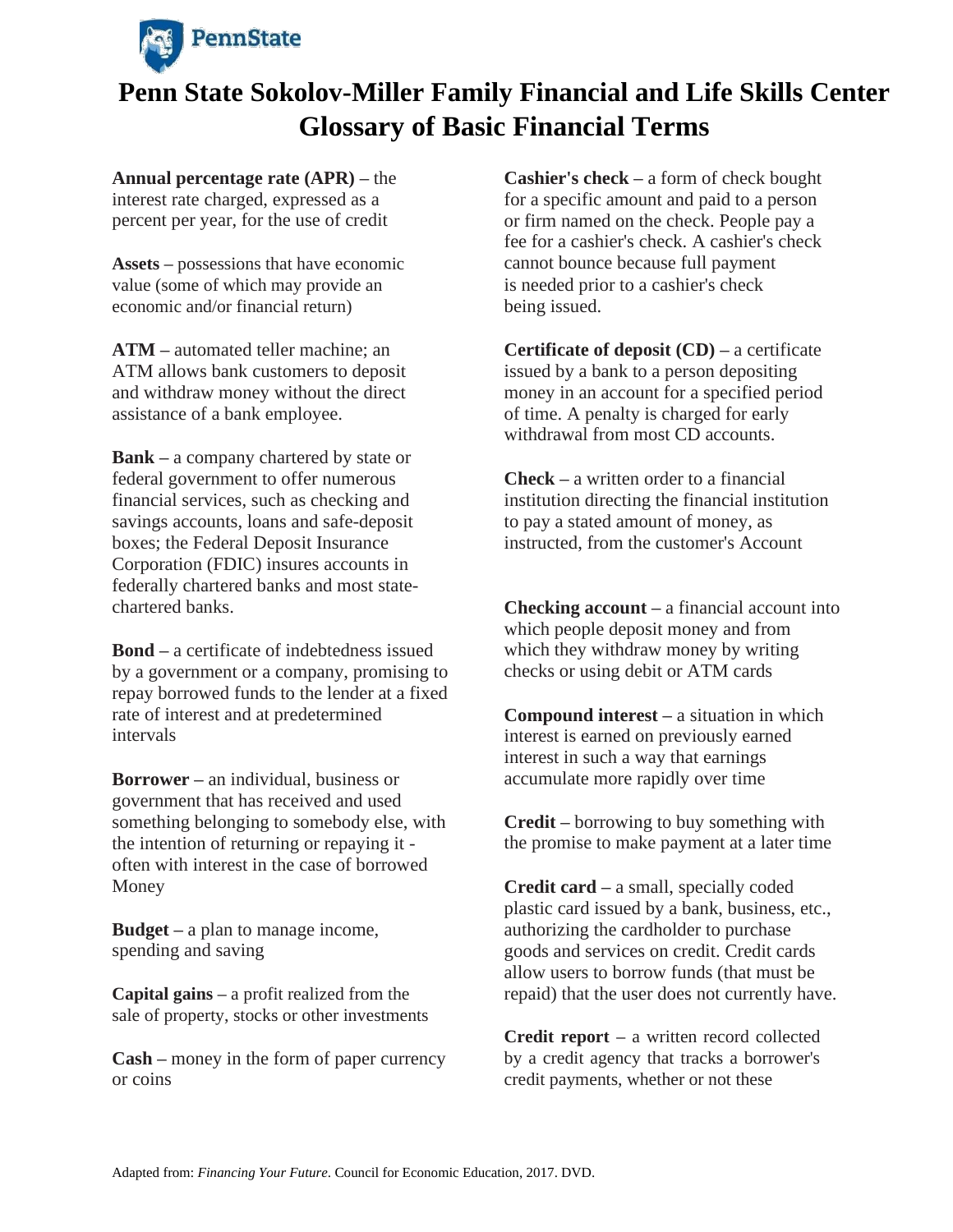# Penn State Sokolov-Miller Family Financial and Life Skills Center Glossary of Basic Financial Terms

**Annual percentage rate (APR)** – the interest rate charged, expressed as a percent per year, for the use of credit

**Assets** – possessions that have economic value (some of which may provide an economic and/or financial return)

**ATM** – automated teller machine; an ATM allows bank customers to deposit and withdraw money without the direct assistance of a bank employee.

**Bank** – a company chartered by state or federal government to offer numerous financial services, such as checking and savings accounts, loans and safe-deposit boxes; the Federal Deposit Insurance Corporation (FDIC) insures accounts in federally chartered banks and most state-chartered banks.

**Bond** – a certificate of indebtedness issued by a government or a company, promising to repay borrowed funds to the lender at a fixed rate of interest and at predetermined intervals

**Borrower** – an individual, business or government that has received and used something belonging to somebody else, with the intention of returning or repaying it - often with interest in the case of borrowed Money

**Budget** – a plan to manage income, spending and saving

**Capital gains** – a profit realized from the sale of property, stocks or other investments

**Cash** – money in the form of paper currency or coins

**Cashier's check** – a form of check bought for a specific amount and paid to a person or firm named on the check. People pay a fee for a cashier's check. A cashier's check cannot bounce because full payment is needed prior to a cashier's check being issued.

**Certificate of deposit (CD)** – a certificate issued by a bank to a person depositing money in an account for a specified period of time. A penalty is charged for early withdrawal from most CD accounts.

**Check** – a written order to a financial institution directing the financial institution to pay a stated amount of money, as instructed, from the customer's Account

**Checking account** – a financial account into which people deposit money and from which they withdraw money by writing checks or using debit or ATM cards

**Compound interest** – a situation in which interest is earned on previously earned interest in such a way that earnings accumulate more rapidly over time

**Credit** – borrowing to buy something with the promise to make payment at a later time

**Credit card** – a small, specially coded plastic card issued by a bank, business, etc., authorizing the cardholder to purchase goods and services on credit. Credit cards allow users to borrow funds (that must be repaid) that the user does not currently have.

**Credit report** – a written record collected by a credit agency that tracks a borrower's credit payments, whether or not these

Adapted from: *Financing Your Future*. Council for Economic Education, 2017. DVD.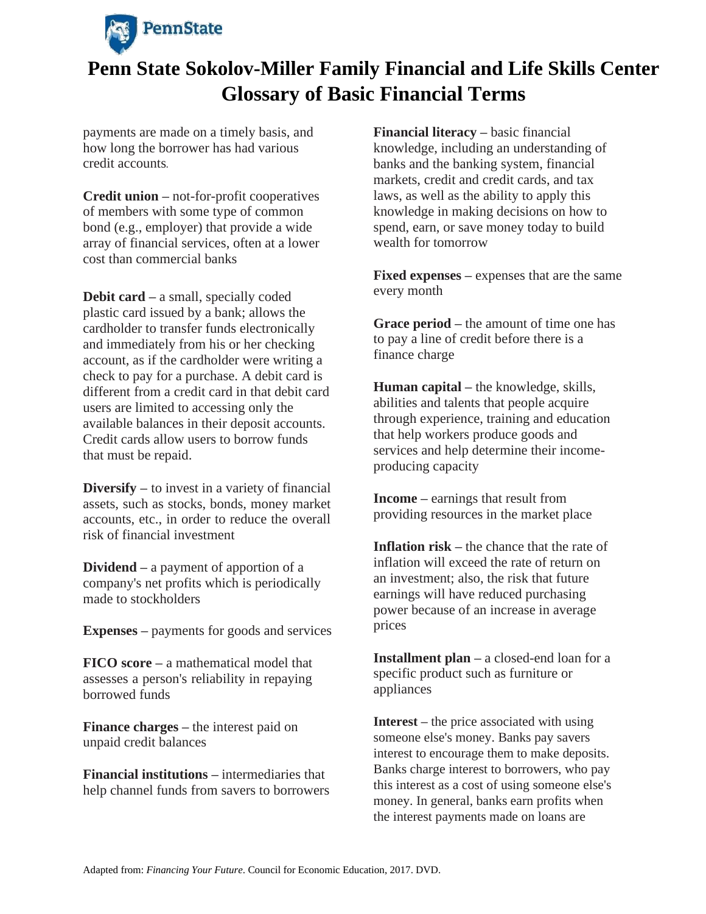# Penn State Sokolov-Miller Family Financial and Life Skills Center Glossary of Basic Financial Terms

payments are made on a timely basis, and how long the borrower has had various credit accounts.

**Credit union –** not-for-profit cooperatives of members with some type of common bond (e.g., employer) that provide a wide array of financial services, often at a lower cost than commercial banks

**Debit card –** a small, specially coded plastic card issued by a bank; allows the cardholder to transfer funds electronically and immediately from his or her checking account, as if the cardholder were writing a check to pay for a purchase. A debit card is different from a credit card in that debit card users are limited to accessing only the available balances in their deposit accounts. Credit cards allow users to borrow funds that must be repaid.

**Diversify –** to invest in a variety of financial assets, such as stocks, bonds, money market accounts, etc., in order to reduce the overall risk of financial investment

**Dividend –** a payment of apportion of a company's net profits which is periodically made to stockholders

**Expenses** – payments for goods and services

**FICO score –** a mathematical model that assesses a person's reliability in repaying borrowed funds

**Finance charges** – the interest paid on unpaid credit balances

**Financial institutions –** intermediaries that help channel funds from savers to borrowers

**Financial literacy –** basic financial knowledge, including an understanding of banks and the banking system, financial markets, credit and credit cards, and tax laws, as well as the ability to apply this knowledge in making decisions on how to spend, earn, or save money today to build wealth for tomorrow

**Fixed expenses –** expenses that are the same every month

**Grace period –** the amount of time one has to pay a line of credit before there is a finance charge

**Human capital –** the knowledge, skills, abilities and talents that people acquire through experience, training and education that help workers produce goods and services and help determine their income-producing capacity

**Income –** earnings that result from providing resources in the market place

**Inflation risk –** the chance that the rate of inflation will exceed the rate of return on an investment; also, the risk that future earnings will have reduced purchasing power because of an increase in average prices

**Installment plan –** a closed-end loan for a specific product such as furniture or appliances

**Interest** – the price associated with using someone else's money. Banks pay savers interest to encourage them to make deposits. Banks charge interest to borrowers, who pay this interest as a cost of using someone else's money. In general, banks earn profits when the interest payments made on loans are

Adapted from: *Financing Your Future*. Council for Economic Education, 2017. DVD.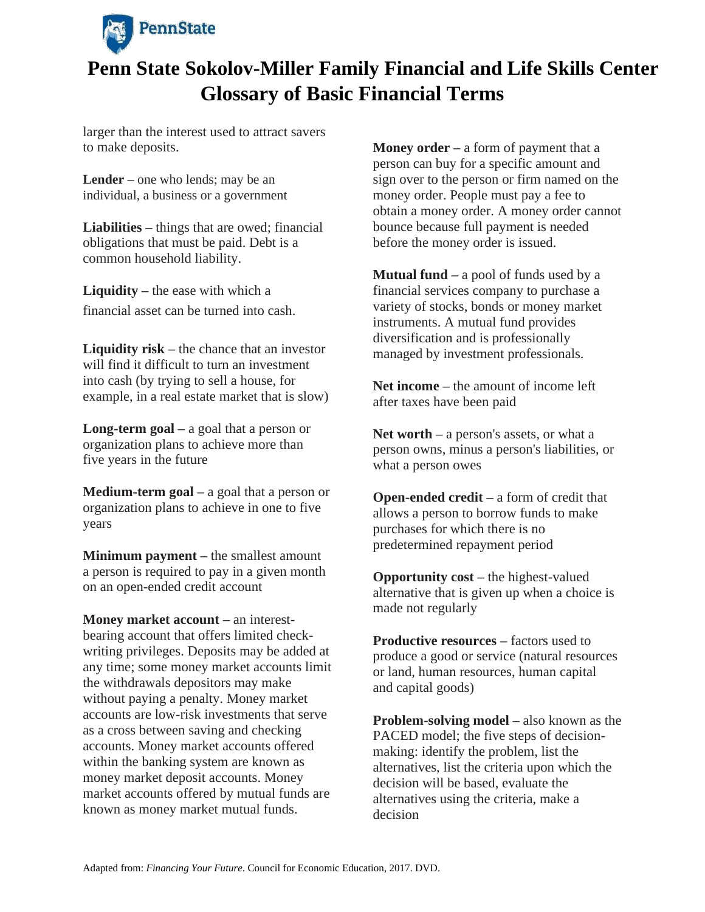# Penn State Sokolov-Miller Family Financial and Life Skills Center Glossary of Basic Financial Terms

larger than the interest used to attract savers to make deposits.

**Lender –** one who lends; may be an individual, a business or a government

**Liabilities –** things that are owed; financial obligations that must be paid. Debt is a common household liability.

**Liquidity –** the ease with which a financial asset can be turned into cash.

**Liquidity risk –** the chance that an investor will find it difficult to turn an investment into cash (by trying to sell a house, for example, in a real estate market that is slow)

**Long-term goal –** a goal that a person or organization plans to achieve more than five years in the future

**Medium-term goal –** a goal that a person or organization plans to achieve in one to five years

**Minimum payment –** the smallest amount a person is required to pay in a given month on an open-ended credit account

**Money market account –** an interest-bearing account that offers limited check-writing privileges. Deposits may be added at any time; some money market accounts limit the withdrawals depositors may make without paying a penalty. Money market accounts are low-risk investments that serve as a cross between saving and checking accounts. Money market accounts offered within the banking system are known as money market deposit accounts. Money market accounts offered by mutual funds are known as money market mutual funds.

**Money order –** a form of payment that a person can buy for a specific amount and sign over to the person or firm named on the money order. People must pay a fee to obtain a money order. A money order cannot bounce because full payment is needed before the money order is issued.

**Mutual fund –** a pool of funds used by a financial services company to purchase a variety of stocks, bonds or money market instruments. A mutual fund provides diversification and is professionally managed by investment professionals.

**Net income –** the amount of income left after taxes have been paid

**Net worth –** a person's assets, or what a person owns, minus a person's liabilities, or what a person owes

**Open-ended credit –** a form of credit that allows a person to borrow funds to make purchases for which there is no predetermined repayment period

**Opportunity cost –** the highest-valued alternative that is given up when a choice is made not regularly

**Productive resources –** factors used to produce a good or service (natural resources or land, human resources, human capital and capital goods)

**Problem-solving model –** also known as the PACED model; the five steps of decision-making: identify the problem, list the alternatives, list the criteria upon which the decision will be based, evaluate the alternatives using the criteria, make a decision

Adapted from: *Financing Your Future*. Council for Economic Education, 2017. DVD.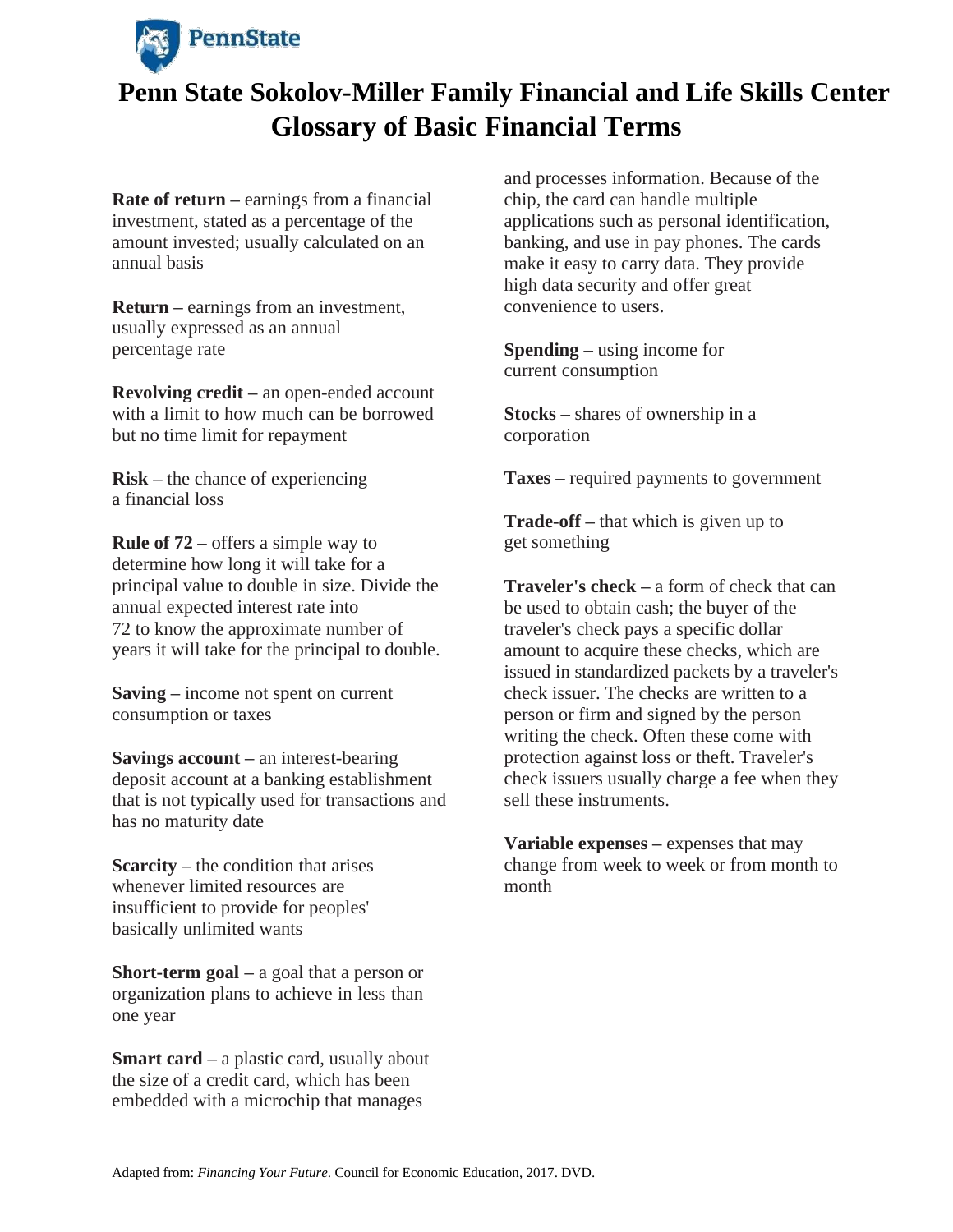# Penn State Sokolov-Miller Family Financial and Life Skills Center Glossary of Basic Financial Terms

**Rate of return –** earnings from a financial investment, stated as a percentage of the amount invested; usually calculated on an annual basis

**Return –** earnings from an investment, usually expressed as an annual percentage rate

**Revolving credit –** an open-ended account with a limit to how much can be borrowed but no time limit for repayment

**Risk –** the chance of experiencing a financial loss

**Rule of 72 –** offers a simple way to determine how long it will take for a principal value to double in size. Divide the annual expected interest rate into 72 to know the approximate number of years it will take for the principal to double.

**Saving –** income not spent on current consumption or taxes

**Savings account –** an interest-bearing deposit account at a banking establishment that is not typically used for transactions and has no maturity date

**Scarcity –** the condition that arises whenever limited resources are insufficient to provide for peoples' basically unlimited wants

**Short-term goal –** a goal that a person or organization plans to achieve in less than one year

**Smart card –** a plastic card, usually about the size of a credit card, which has been embedded with a microchip that manages and processes information. Because of the chip, the card can handle multiple applications such as personal identification, banking, and use in pay phones. The cards make it easy to carry data. They provide high data security and offer great convenience to users.

**Spending –** using income for current consumption

**Stocks –** shares of ownership in a corporation

**Taxes –** required payments to government

**Trade-off –** that which is given up to get something

**Traveler's check –** a form of check that can be used to obtain cash; the buyer of the traveler's check pays a specific dollar amount to acquire these checks, which are issued in standardized packets by a traveler's check issuer. The checks are written to a person or firm and signed by the person writing the check. Often these come with protection against loss or theft. Traveler's check issuers usually charge a fee when they sell these instruments.

**Variable expenses –** expenses that may change from week to week or from month to month

Adapted from: *Financing Your Future*. Council for Economic Education, 2017. DVD.